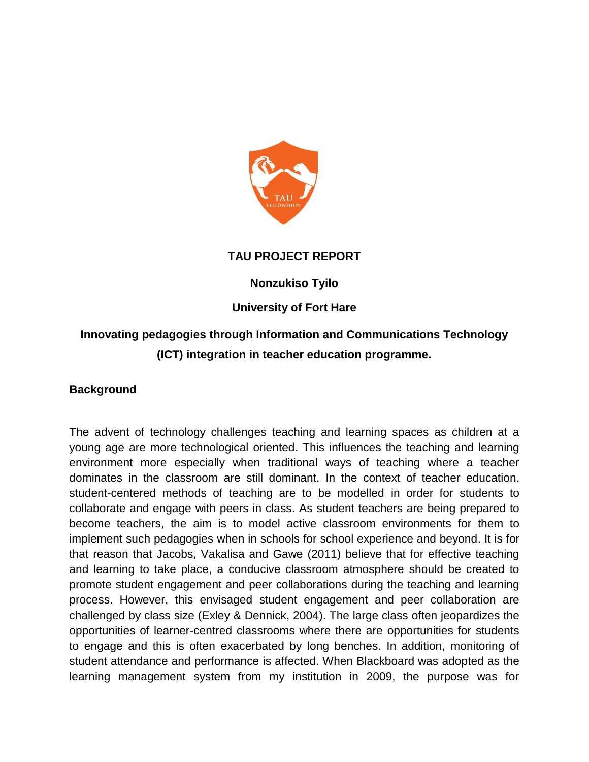**TAU PROJECT REPORT**

**Nonzukiso Tyilo**

**University of Fort Hare**

# Innovating pedagogies through Information and Communications Technology (ICT) integration in teacher education programme.

## Background

The advent of technology challenges teaching and learning spaces as children at a young age are more technological oriented. This influences the teaching and learning environment more especially when traditional ways of teaching where a teacher dominates in the classroom are still dominant. In the context of teacher education, student-centered methods of teaching are to be modelled in order for students to collaborate and engage with peers in class. As student teachers are being prepared to become teachers, the aim is to model active classroom environments for them to implement such pedagogies when in schools for school experience and beyond. It is for that reason that Jacobs, Vakalisa and Gawe (2011) believe that for effective teaching and learning to take place, a conducive classroom atmosphere should be created to promote student engagement and peer collaborations during the teaching and learning process. However, this envisaged student engagement and peer collaboration are challenged by class size (Exley & Dennick, 2004). The large class often jeopardizes the opportunities of learner-centred classrooms where there are opportunities for students to engage and this is often exacerbated by long benches. In addition, monitoring of student attendance and performance is affected. When Blackboard was adopted as the learning management system from my institution in 2009, the purpose was for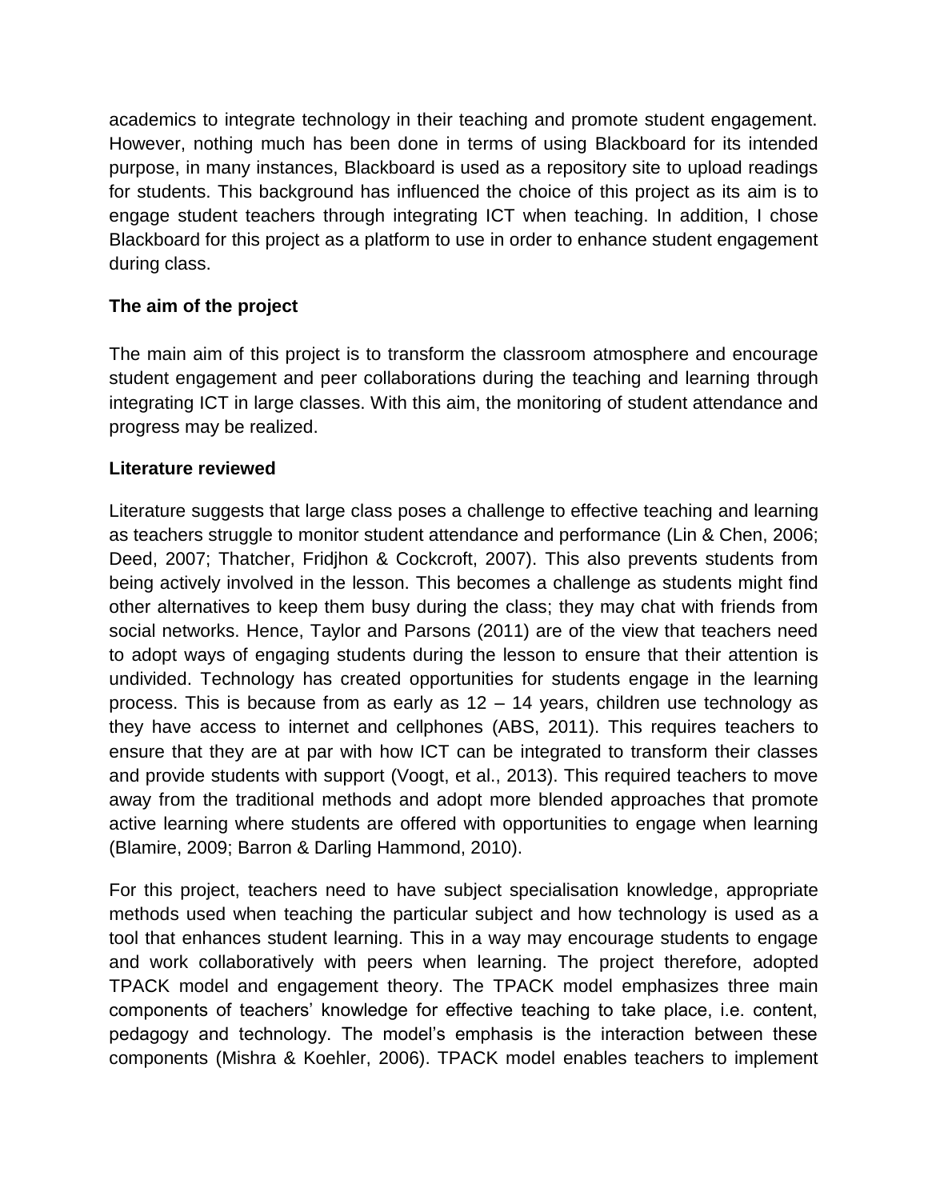academics to integrate technology in their teaching and promote student engagement. However, nothing much has been done in terms of using Blackboard for its intended purpose, in many instances, Blackboard is used as a repository site to upload readings for students. This background has influenced the choice of this project as its aim is to engage student teachers through integrating ICT when teaching. In addition, I chose Blackboard for this project as a platform to use in order to enhance student engagement during class.

**The aim of the project**

The main aim of this project is to transform the classroom atmosphere and encourage student engagement and peer collaborations during the teaching and learning through integrating ICT in large classes. With this aim, the monitoring of student attendance and progress may be realized.

**Literature reviewed**

Literature suggests that large class poses a challenge to effective teaching and learning as teachers struggle to monitor student attendance and performance (Lin & Chen, 2006; Deed, 2007; Thatcher, Fridjhon & Cockcroft, 2007). This also prevents students from being actively involved in the lesson. This becomes a challenge as students might find other alternatives to keep them busy during the class; they may chat with friends from social networks. Hence, Taylor and Parsons (2011) are of the view that teachers need to adopt ways of engaging students during the lesson to ensure that their attention is undivided. Technology has created opportunities for students engage in the learning process. This is because from as early as 12 – 14 years, children use technology as they have access to internet and cellphones (ABS, 2011). This requires teachers to ensure that they are at par with how ICT can be integrated to transform their classes and provide students with support (Voogt, et al., 2013). This required teachers to move away from the traditional methods and adopt more blended approaches that promote active learning where students are offered with opportunities to engage when learning (Blamire, 2009; Barron & Darling Hammond, 2010).

For this project, teachers need to have subject specialisation knowledge, appropriate methods used when teaching the particular subject and how technology is used as a tool that enhances student learning. This in a way may encourage students to engage and work collaboratively with peers when learning. The project therefore, adopted TPACK model and engagement theory. The TPACK model emphasizes three main components of teachers' knowledge for effective teaching to take place, i.e. content, pedagogy and technology. The model's emphasis is the interaction between these components (Mishra & Koehler, 2006). TPACK model enables teachers to implement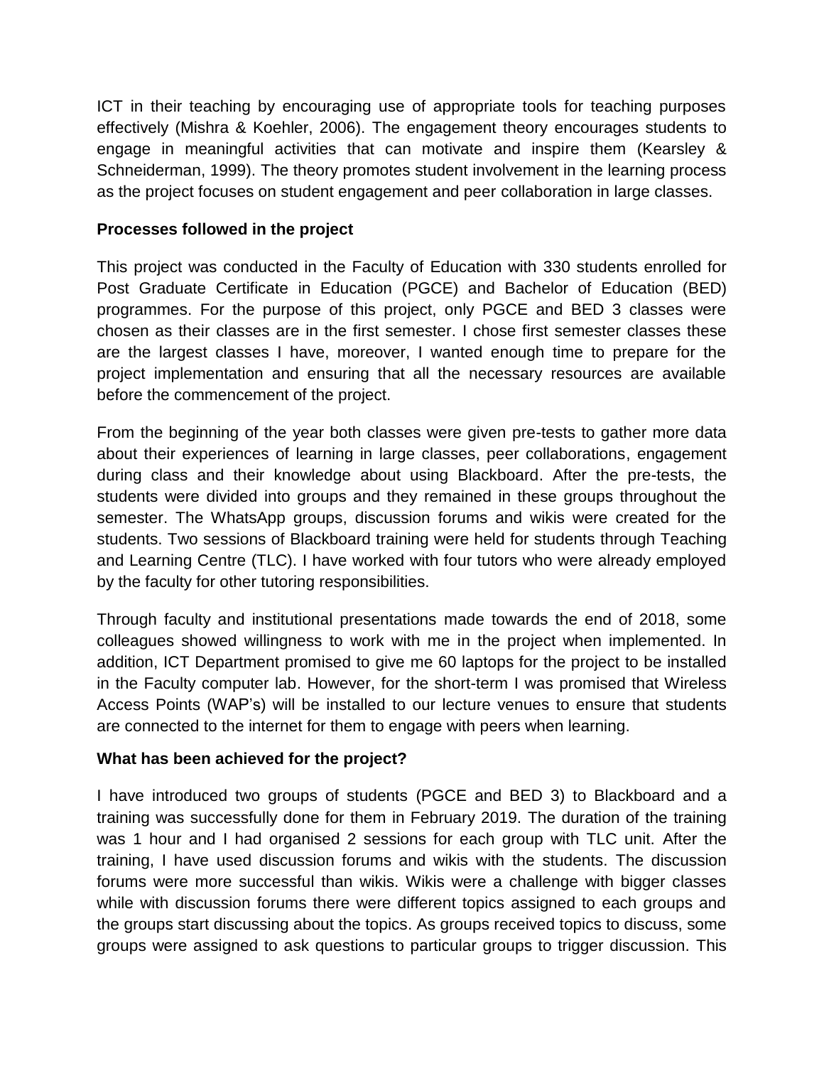ICT in their teaching by encouraging use of appropriate tools for teaching purposes effectively (Mishra & Koehler, 2006). The engagement theory encourages students to engage in meaningful activities that can motivate and inspire them (Kearsley & Schneiderman, 1999). The theory promotes student involvement in the learning process as the project focuses on student engagement and peer collaboration in large classes.

**Processes followed in the project**

This project was conducted in the Faculty of Education with 330 students enrolled for Post Graduate Certificate in Education (PGCE) and Bachelor of Education (BED) programmes. For the purpose of this project, only PGCE and BED 3 classes were chosen as their classes are in the first semester. I chose first semester classes these are the largest classes I have, moreover, I wanted enough time to prepare for the project implementation and ensuring that all the necessary resources are available before the commencement of the project.

From the beginning of the year both classes were given pre-tests to gather more data about their experiences of learning in large classes, peer collaborations, engagement during class and their knowledge about using Blackboard. After the pre-tests, the students were divided into groups and they remained in these groups throughout the semester. The WhatsApp groups, discussion forums and wikis were created for the students. Two sessions of Blackboard training were held for students through Teaching and Learning Centre (TLC). I have worked with four tutors who were already employed by the faculty for other tutoring responsibilities.

Through faculty and institutional presentations made towards the end of 2018, some colleagues showed willingness to work with me in the project when implemented. In addition, ICT Department promised to give me 60 laptops for the project to be installed in the Faculty computer lab. However, for the short-term I was promised that Wireless Access Points (WAP's) will be installed to our lecture venues to ensure that students are connected to the internet for them to engage with peers when learning.

**What has been achieved for the project?**

I have introduced two groups of students (PGCE and BED 3) to Blackboard and a training was successfully done for them in February 2019. The duration of the training was 1 hour and I had organised 2 sessions for each group with TLC unit. After the training, I have used discussion forums and wikis with the students. The discussion forums were more successful than wikis. Wikis were a challenge with bigger classes while with discussion forums there were different topics assigned to each groups and the groups start discussing about the topics. As groups received topics to discuss, some groups were assigned to ask questions to particular groups to trigger discussion. This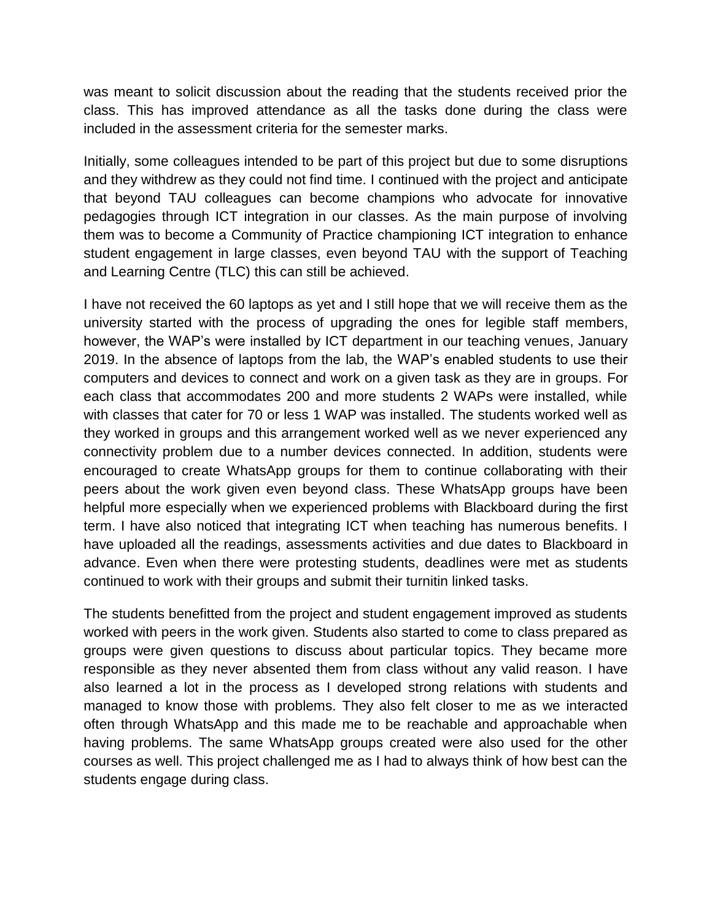was meant to solicit discussion about the reading that the students received prior the class. This has improved attendance as all the tasks done during the class were included in the assessment criteria for the semester marks.

Initially, some colleagues intended to be part of this project but due to some disruptions and they withdrew as they could not find time. I continued with the project and anticipate that beyond TAU colleagues can become champions who advocate for innovative pedagogies through ICT integration in our classes. As the main purpose of involving them was to become a Community of Practice championing ICT integration to enhance student engagement in large classes, even beyond TAU with the support of Teaching and Learning Centre (TLC) this can still be achieved.

I have not received the 60 laptops as yet and I still hope that we will receive them as the university started with the process of upgrading the ones for legible staff members, however, the WAP's were installed by ICT department in our teaching venues, January 2019. In the absence of laptops from the lab, the WAP's enabled students to use their computers and devices to connect and work on a given task as they are in groups. For each class that accommodates 200 and more students 2 WAPs were installed, while with classes that cater for 70 or less 1 WAP was installed. The students worked well as they worked in groups and this arrangement worked well as we never experienced any connectivity problem due to a number devices connected. In addition, students were encouraged to create WhatsApp groups for them to continue collaborating with their peers about the work given even beyond class. These WhatsApp groups have been helpful more especially when we experienced problems with Blackboard during the first term. I have also noticed that integrating ICT when teaching has numerous benefits. I have uploaded all the readings, assessments activities and due dates to Blackboard in advance. Even when there were protesting students, deadlines were met as students continued to work with their groups and submit their turnitin linked tasks.

The students benefitted from the project and student engagement improved as students worked with peers in the work given. Students also started to come to class prepared as groups were given questions to discuss about particular topics. They became more responsible as they never absented them from class without any valid reason. I have also learned a lot in the process as I developed strong relations with students and managed to know those with problems. They also felt closer to me as we interacted often through WhatsApp and this made me to be reachable and approachable when having problems. The same WhatsApp groups created were also used for the other courses as well. This project challenged me as I had to always think of how best can the students engage during class.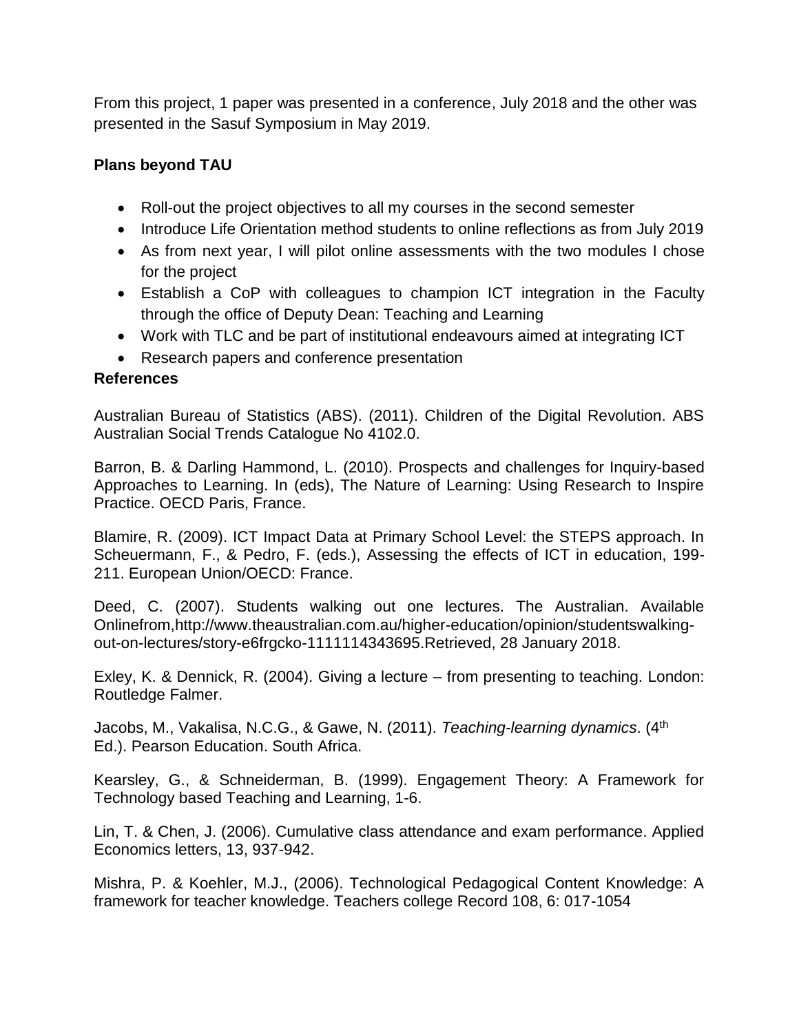From this project, 1 paper was presented in a conference, July 2018 and the other was presented in the Sasuf Symposium in May 2019.

**Plans beyond TAU**

- Roll-out the project objectives to all my courses in the second semester
- Introduce Life Orientation method students to online reflections as from July 2019
- As from next year, I will pilot online assessments with the two modules I chose for the project
- Establish a CoP with colleagues to champion ICT integration in the Faculty through the office of Deputy Dean: Teaching and Learning
- Work with TLC and be part of institutional endeavours aimed at integrating ICT
- Research papers and conference presentation

**References**

Australian Bureau of Statistics (ABS). (2011). Children of the Digital Revolution. ABS Australian Social Trends Catalogue No 4102.0.

Barron, B. & Darling Hammond, L. (2010). Prospects and challenges for Inquiry-based Approaches to Learning. In (eds), The Nature of Learning: Using Research to Inspire Practice. OECD Paris, France.

Blamire, R. (2009). ICT Impact Data at Primary School Level: the STEPS approach. In Scheuermann, F., & Pedro, F. (eds.), Assessing the effects of ICT in education, 199-211. European Union/OECD: France.

Deed, C. (2007). Students walking out one lectures. The Australian. Available Onlinefrom,http://www.theaustralian.com.au/higher-education/opinion/studentswalking-out-on-lectures/story-e6frgcko-1111114343695.Retrieved, 28 January 2018.

Exley, K. & Dennick, R. (2004). Giving a lecture – from presenting to teaching. London: Routledge Falmer.

Jacobs, M., Vakalisa, N.C.G., & Gawe, N. (2011). *Teaching-learning dynamics*. (4th Ed.). Pearson Education. South Africa.

Kearsley, G., & Schneiderman, B. (1999). Engagement Theory: A Framework for Technology based Teaching and Learning, 1-6.

Lin, T. & Chen, J. (2006). Cumulative class attendance and exam performance. Applied Economics letters, 13, 937-942.

Mishra, P. & Koehler, M.J., (2006). Technological Pedagogical Content Knowledge: A framework for teacher knowledge. Teachers college Record 108, 6: 017-1054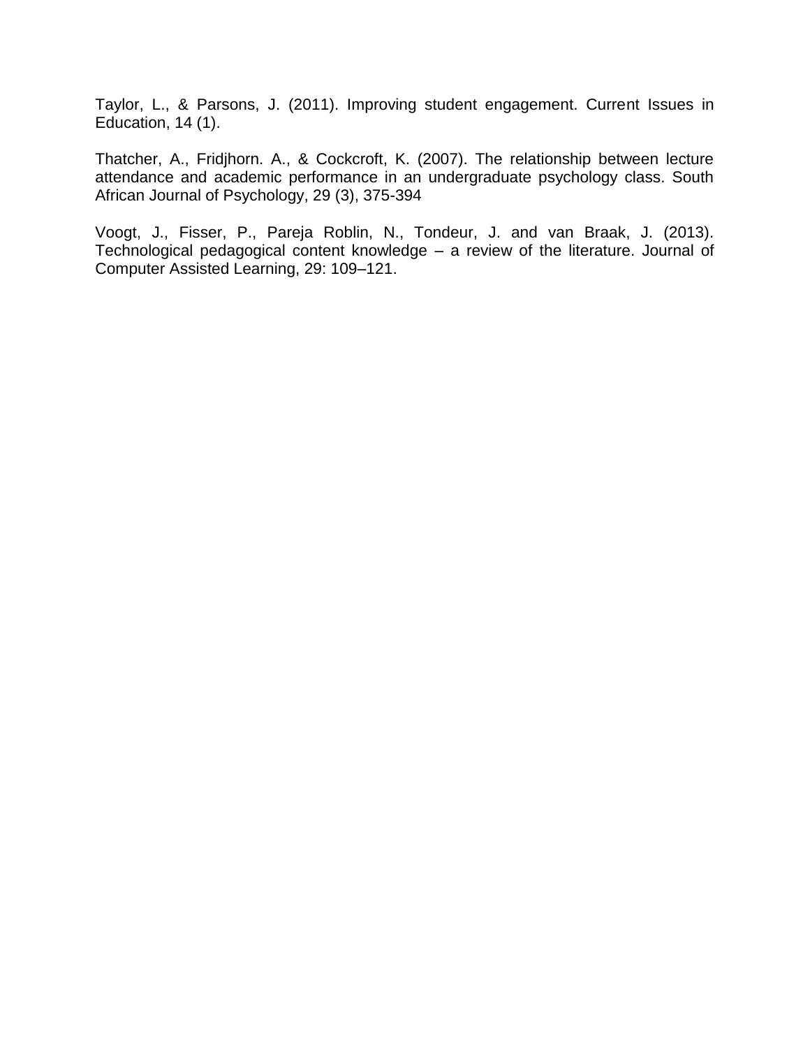Taylor, L., & Parsons, J. (2011). Improving student engagement. Current Issues in Education, 14 (1).

Thatcher, A., Fridjhorn. A., & Cockcroft, K. (2007). The relationship between lecture attendance and academic performance in an undergraduate psychology class. South African Journal of Psychology, 29 (3), 375-394

Voogt, J., Fisser, P., Pareja Roblin, N., Tondeur, J. and van Braak, J. (2013). Technological pedagogical content knowledge – a review of the literature. Journal of Computer Assisted Learning, 29: 109–121.